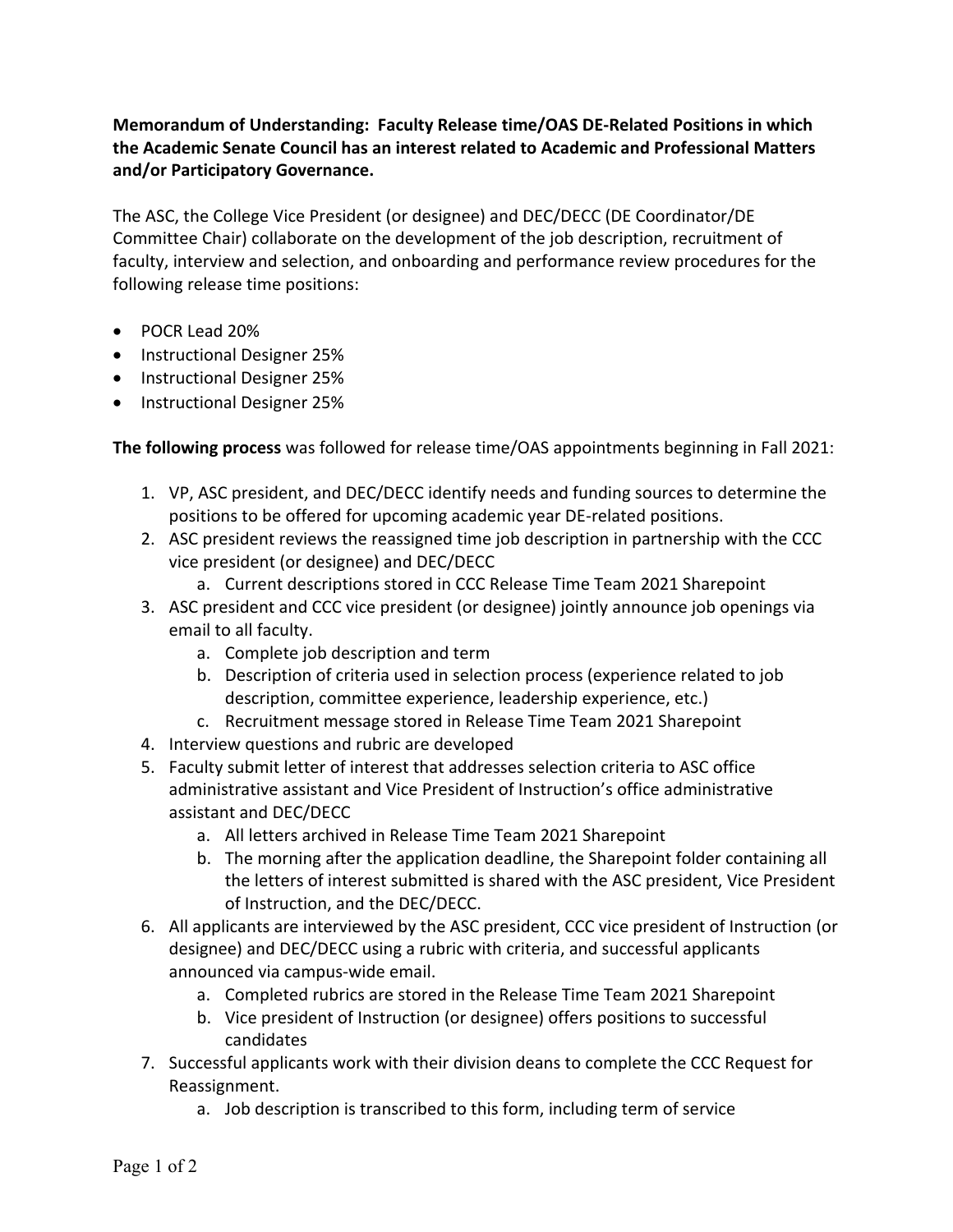**Memorandum of Understanding: Faculty Release time/OAS DE-Related Positions in which the Academic Senate Council has an interest related to Academic and Professional Matters and/or Participatory Governance.**

The ASC, the College Vice President (or designee) and DEC/DECC (DE Coordinator/DE Committee Chair) collaborate on the development of the job description, recruitment of faculty, interview and selection, and onboarding and performance review procedures for the following release time positions:

- POCR Lead 20%
- Instructional Designer 25%
- Instructional Designer 25%
- Instructional Designer 25%

**The following process** was followed for release time/OAS appointments beginning in Fall 2021:

1. VP, ASC president, and DEC/DECC identify needs and funding sources to determine the positions to be offered for upcoming academic year DE-related positions.
2. ASC president reviews the reassigned time job description in partnership with the CCC vice president (or designee) and DEC/DECC
   a. Current descriptions stored in CCC Release Time Team 2021 Sharepoint
3. ASC president and CCC vice president (or designee) jointly announce job openings via email to all faculty.
   a. Complete job description and term
   b. Description of criteria used in selection process (experience related to job description, committee experience, leadership experience, etc.)
   c. Recruitment message stored in Release Time Team 2021 Sharepoint
4. Interview questions and rubric are developed
5. Faculty submit letter of interest that addresses selection criteria to ASC office administrative assistant and Vice President of Instruction's office administrative assistant and DEC/DECC
   a. All letters archived in Release Time Team 2021 Sharepoint
   b. The morning after the application deadline, the Sharepoint folder containing all the letters of interest submitted is shared with the ASC president, Vice President of Instruction, and the DEC/DECC.
6. All applicants are interviewed by the ASC president, CCC vice president of Instruction (or designee) and DEC/DECC using a rubric with criteria, and successful applicants announced via campus-wide email.
   a. Completed rubrics are stored in the Release Time Team 2021 Sharepoint
   b. Vice president of Instruction (or designee) offers positions to successful candidates
7. Successful applicants work with their division deans to complete the CCC Request for Reassignment.
   a. Job description is transcribed to this form, including term of service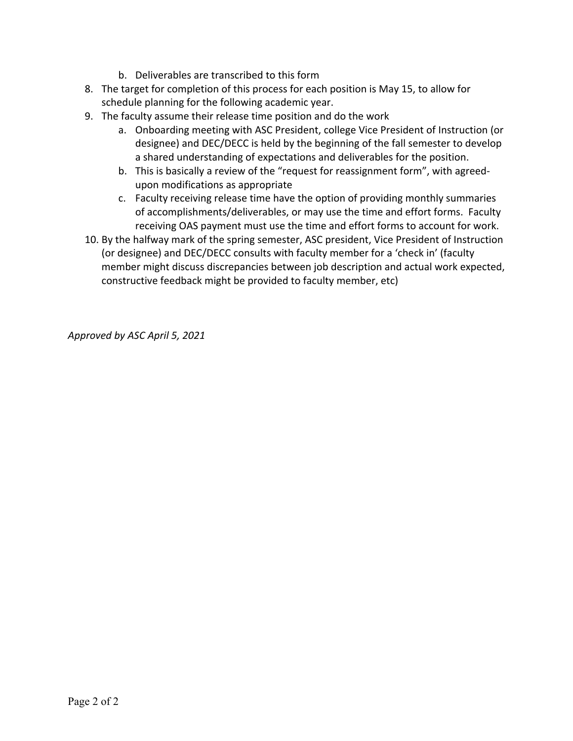b. Deliverables are transcribed to this form

8. The target for completion of this process for each position is May 15, to allow for schedule planning for the following academic year.
9. The faculty assume their release time position and do the work
   a. Onboarding meeting with ASC President, college Vice President of Instruction (or designee) and DEC/DECC is held by the beginning of the fall semester to develop a shared understanding of expectations and deliverables for the position.
   b. This is basically a review of the "request for reassignment form", with agreed-upon modifications as appropriate
   c. Faculty receiving release time have the option of providing monthly summaries of accomplishments/deliverables, or may use the time and effort forms. Faculty receiving OAS payment must use the time and effort forms to account for work.
10. By the halfway mark of the spring semester, ASC president, Vice President of Instruction (or designee) and DEC/DECC consults with faculty member for a 'check in' (faculty member might discuss discrepancies between job description and actual work expected, constructive feedback might be provided to faculty member, etc)

*Approved by ASC April 5, 2021*